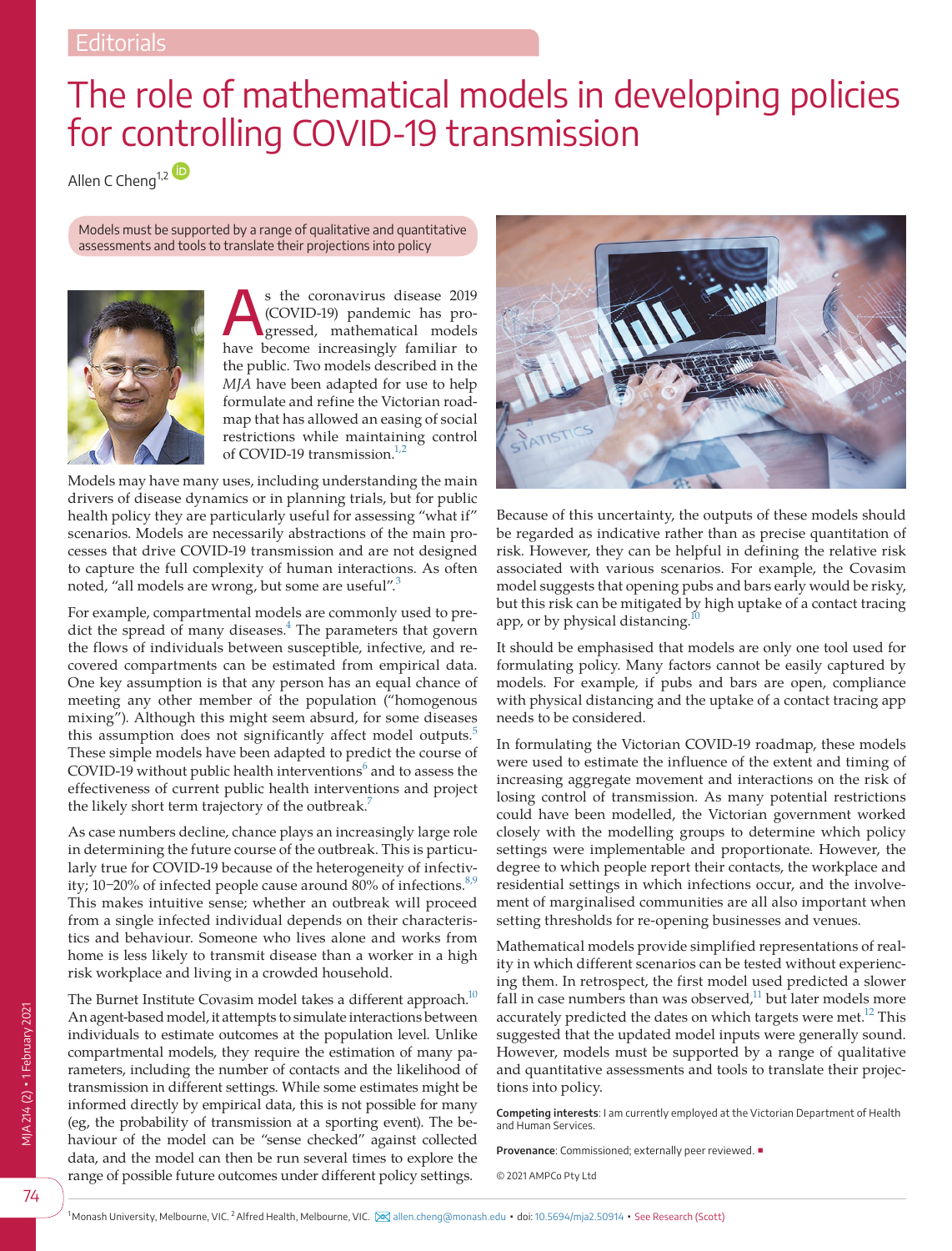Editorials

# The role of mathematical models in developing policies for controlling COVID-19 transmission

Allen C Cheng[1,2]

Models must be supported by a range of qualitative and quantitative assessments and tools to translate their projections into policy

As the coronavirus disease 2019 (COVID-19) pandemic has progressed, mathematical models have become increasingly familiar to the public. Two models described in the *MJA* have been adapted for use to help formulate and refine the Victorian roadmap that has allowed an easing of social restrictions while maintaining control of COVID-19 transmission.[1,2]

Models may have many uses, including understanding the main drivers of disease dynamics or in planning trials, but for public health policy they are particularly useful for assessing "what if" scenarios. Models are necessarily abstractions of the main processes that drive COVID-19 transmission and are not designed to capture the full complexity of human interactions. As often noted, "all models are wrong, but some are useful".[3]

For example, compartmental models are commonly used to predict the spread of many diseases.[4] The parameters that govern the flows of individuals between susceptible, infective, and recovered compartments can be estimated from empirical data. One key assumption is that any person has an equal chance of meeting any other member of the population ("homogenous mixing"). Although this might seem absurd, for some diseases this assumption does not significantly affect model outputs.[5] These simple models have been adapted to predict the course of COVID-19 without public health interventions[6] and to assess the effectiveness of current public health interventions and project the likely short term trajectory of the outbreak.[7]

As case numbers decline, chance plays an increasingly large role in determining the future course of the outbreak. This is particularly true for COVID-19 because of the heterogeneity of infectivity; 10–20% of infected people cause around 80% of infections.[8,9] This makes intuitive sense; whether an outbreak will proceed from a single infected individual depends on their characteristics and behaviour. Someone who lives alone and works from home is less likely to transmit disease than a worker in a high risk workplace and living in a crowded household.

The Burnet Institute Covasim model takes a different approach.[10] An agent-based model, it attempts to simulate interactions between individuals to estimate outcomes at the population level. Unlike compartmental models, they require the estimation of many parameters, including the number of contacts and the likelihood of transmission in different settings. While some estimates might be informed directly by empirical data, this is not possible for many (eg, the probability of transmission at a sporting event). The behaviour of the model can be "sense checked" against collected data, and the model can then be run several times to explore the range of possible future outcomes under different policy settings.

Because of this uncertainty, the outputs of these models should be regarded as indicative rather than as precise quantitation of risk. However, they can be helpful in defining the relative risk associated with various scenarios. For example, the Covasim model suggests that opening pubs and bars early would be risky, but this risk can be mitigated by high uptake of a contact tracing app, or by physical distancing.[10]

It should be emphasised that models are only one tool used for formulating policy. Many factors cannot be easily captured by models. For example, if pubs and bars are open, compliance with physical distancing and the uptake of a contact tracing app needs to be considered.

In formulating the Victorian COVID-19 roadmap, these models were used to estimate the influence of the extent and timing of increasing aggregate movement and interactions on the risk of losing control of transmission. As many potential restrictions could have been modelled, the Victorian government worked closely with the modelling groups to determine which policy settings were implementable and proportionate. However, the degree to which people report their contacts, the workplace and residential settings in which infections occur, and the involvement of marginalised communities are all also important when setting thresholds for re-opening businesses and venues.

Mathematical models provide simplified representations of reality in which different scenarios can be tested without experiencing them. In retrospect, the first model used predicted a slower fall in case numbers than was observed,[11] but later models more accurately predicted the dates on which targets were met.[12] This suggested that the updated model inputs were generally sound. However, models must be supported by a range of qualitative and quantitative assessments and tools to translate their projections into policy.

**Competing interests**: I am currently employed at the Victorian Department of Health and Human Services.

**Provenance**: Commissioned; externally peer reviewed. ■

© 2021 AMPCo Pty Ltd

[1] Monash University, Melbourne, VIC. [2] Alfred Health, Melbourne, VIC. allen.cheng@monash.edu • doi: 10.5694/mja2.50914 • See Research (Scott)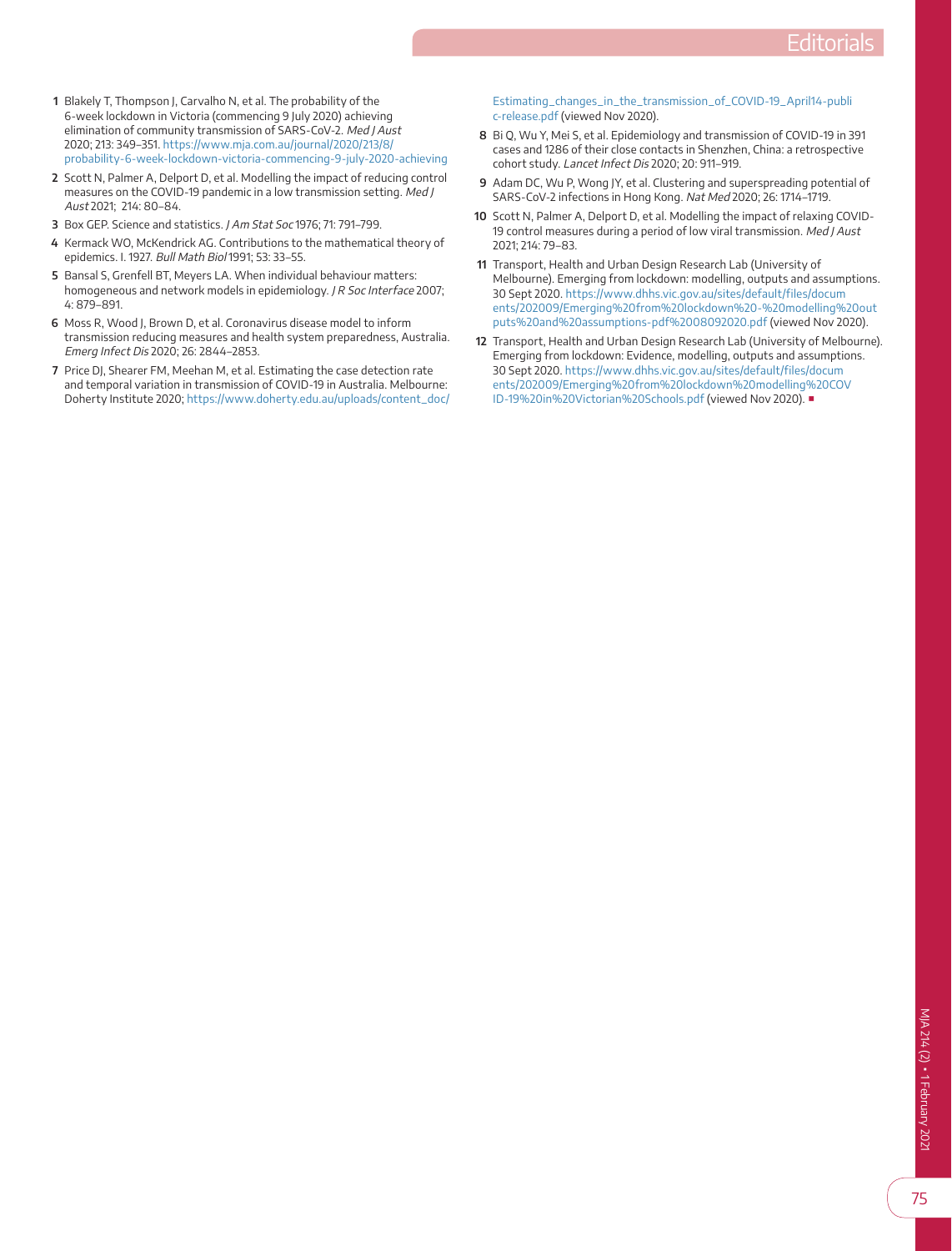1. Blakely T, Thompson J, Carvalho N, et al. The probability of the 6-week lockdown in Victoria (commencing 9 July 2020) achieving elimination of community transmission of SARS-CoV-2. *Med J Aust* 2020; 213: 349–351. https://www.mja.com.au/journal/2020/213/8/probability-6-week-lockdown-victoria-commencing-9-july-2020-achieving
2. Scott N, Palmer A, Delport D, et al. Modelling the impact of reducing control measures on the COVID-19 pandemic in a low transmission setting. *Med J Aust* 2021; 214: 80–84.
3. Box GEP. Science and statistics. *J Am Stat Soc* 1976; 71: 791–799.
4. Kermack WO, McKendrick AG. Contributions to the mathematical theory of epidemics. I. 1927. *Bull Math Biol* 1991; 53: 33–55.
5. Bansal S, Grenfell BT, Meyers LA. When individual behaviour matters: homogeneous and network models in epidemiology. *J R Soc Interface* 2007; 4: 879–891.
6. Moss R, Wood J, Brown D, et al. Coronavirus disease model to inform transmission reducing measures and health system preparedness, Australia. *Emerg Infect Dis* 2020; 26: 2844–2853.
7. Price DJ, Shearer FM, Meehan M, et al. Estimating the case detection rate and temporal variation in transmission of COVID-19 in Australia. Melbourne: Doherty Institute 2020; https://www.doherty.edu.au/uploads/content_doc/Estimating_changes_in_the_transmission_of_COVID-19_April14-public-release.pdf (viewed Nov 2020).
8. Bi Q, Wu Y, Mei S, et al. Epidemiology and transmission of COVID-19 in 391 cases and 1286 of their close contacts in Shenzhen, China: a retrospective cohort study. *Lancet Infect Dis* 2020; 20: 911–919.
9. Adam DC, Wu P, Wong JY, et al. Clustering and superspreading potential of SARS-CoV-2 infections in Hong Kong. *Nat Med* 2020; 26: 1714–1719.
10. Scott N, Palmer A, Delport D, et al. Modelling the impact of relaxing COVID-19 control measures during a period of low viral transmission. *Med J Aust* 2021; 214: 79–83.
11. Transport, Health and Urban Design Research Lab (University of Melbourne). Emerging from lockdown: modelling, outputs and assumptions. 30 Sept 2020. https://www.dhhs.vic.gov.au/sites/default/files/documents/202009/Emerging%20from%20lockdown%20-%20modelling%20outputs%20and%20assumptions-pdf%2008092020.pdf (viewed Nov 2020).
12. Transport, Health and Urban Design Research Lab (University of Melbourne). Emerging from lockdown: Evidence, modelling, outputs and assumptions. 30 Sept 2020. https://www.dhhs.vic.gov.au/sites/default/files/documents/202009/Emerging%20from%20lockdown%20modelling%20COVID-19%20in%20Victorian%20Schools.pdf (viewed Nov 2020). ■